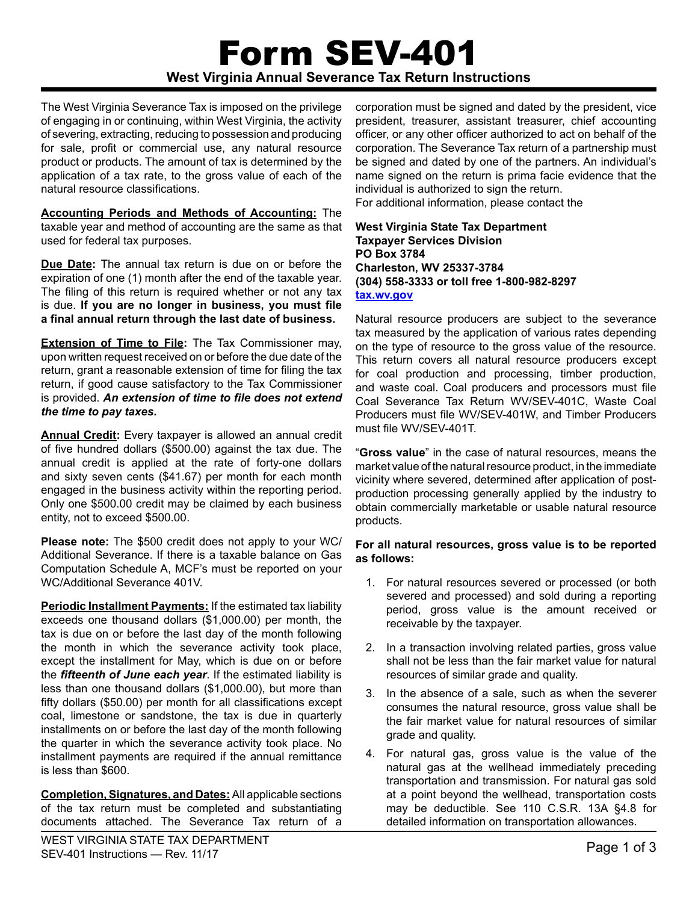# Form SEV-401

## West Virginia Annual Severance Tax Return Instructions

The West Virginia Severance Tax is imposed on the privilege of engaging in or continuing, within West Virginia, the activity of severing, extracting, reducing to possession and producing for sale, profit or commercial use, any natural resource product or products. The amount of tax is determined by the application of a tax rate, to the gross value of each of the natural resource classifications.

**Accounting Periods and Methods of Accounting:** The taxable year and method of accounting are the same as that used for federal tax purposes.

**Due Date:** The annual tax return is due on or before the expiration of one (1) month after the end of the taxable year. The filing of this return is required whether or not any tax is due. **If you are no longer in business, you must file a final annual return through the last date of business.**

**Extension of Time to File:** The Tax Commissioner may, upon written request received on or before the due date of the return, grant a reasonable extension of time for filing the tax return, if good cause satisfactory to the Tax Commissioner is provided. ***An extension of time to file does not extend the time to pay taxes.***

**Annual Credit:** Every taxpayer is allowed an annual credit of five hundred dollars ($500.00) against the tax due. The annual credit is applied at the rate of forty-one dollars and sixty seven cents ($41.67) per month for each month engaged in the business activity within the reporting period. Only one $500.00 credit may be claimed by each business entity, not to exceed $500.00.

**Please note:** The $500 credit does not apply to your WC/ Additional Severance. If there is a taxable balance on Gas Computation Schedule A, MCF's must be reported on your WC/Additional Severance 401V.

**Periodic Installment Payments:** If the estimated tax liability exceeds one thousand dollars ($1,000.00) per month, the tax is due on or before the last day of the month following the month in which the severance activity took place, except the installment for May, which is due on or before the ***fifteenth of June each year***. If the estimated liability is less than one thousand dollars ($1,000.00), but more than fifty dollars ($50.00) per month for all classifications except coal, limestone or sandstone, the tax is due in quarterly installments on or before the last day of the month following the quarter in which the severance activity took place. No installment payments are required if the annual remittance is less than $600.

**Completion, Signatures, and Dates:** All applicable sections of the tax return must be completed and substantiating documents attached. The Severance Tax return of a corporation must be signed and dated by the president, vice president, treasurer, assistant treasurer, chief accounting officer, or any other officer authorized to act on behalf of the corporation. The Severance Tax return of a partnership must be signed and dated by one of the partners. An individual's name signed on the return is prima facie evidence that the individual is authorized to sign the return.

For additional information, please contact the

**West Virginia State Tax Department**
**Taxpayer Services Division**
**PO Box 3784**
**Charleston, WV 25337-3784**
**(304) 558-3333 or toll free 1-800-982-8297**
**tax.wv.gov**

Natural resource producers are subject to the severance tax measured by the application of various rates depending on the type of resource to the gross value of the resource. This return covers all natural resource producers except for coal production and processing, timber production, and waste coal. Coal producers and processors must file Coal Severance Tax Return WV/SEV-401C, Waste Coal Producers must file WV/SEV-401W, and Timber Producers must file WV/SEV-401T.

"**Gross value**" in the case of natural resources, means the market value of the natural resource product, in the immediate vicinity where severed, determined after application of post-production processing generally applied by the industry to obtain commercially marketable or usable natural resource products.

**For all natural resources, gross value is to be reported as follows:**

1. For natural resources severed or processed (or both severed and processed) and sold during a reporting period, gross value is the amount received or receivable by the taxpayer.
2. In a transaction involving related parties, gross value shall not be less than the fair market value for natural resources of similar grade and quality.
3. In the absence of a sale, such as when the severer consumes the natural resource, gross value shall be the fair market value for natural resources of similar grade and quality.
4. For natural gas, gross value is the value of the natural gas at the wellhead immediately preceding transportation and transmission. For natural gas sold at a point beyond the wellhead, transportation costs may be deductible. See 110 C.S.R. 13A §4.8 for detailed information on transportation allowances.

WEST VIRGINIA STATE TAX DEPARTMENT
SEV-401 Instructions — Rev. 11/17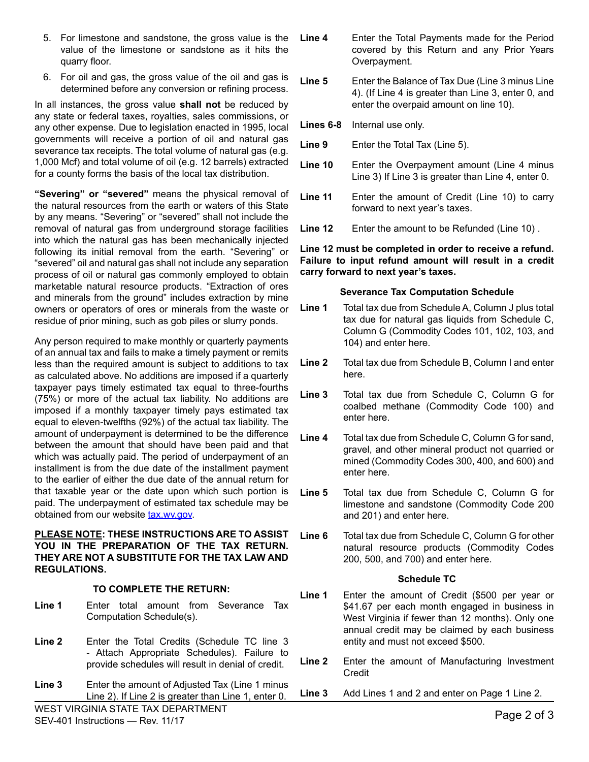5. For limestone and sandstone, the gross value is the value of the limestone or sandstone as it hits the quarry floor.
6. For oil and gas, the gross value of the oil and gas is determined before any conversion or refining process.

In all instances, the gross value **shall not** be reduced by any state or federal taxes, royalties, sales commissions, or any other expense. Due to legislation enacted in 1995, local governments will receive a portion of oil and natural gas severance tax receipts. The total volume of natural gas (e.g. 1,000 Mcf) and total volume of oil (e.g. 12 barrels) extracted for a county forms the basis of the local tax distribution.

**"Severing" or "severed"** means the physical removal of the natural resources from the earth or waters of this State by any means. "Severing" or "severed" shall not include the removal of natural gas from underground storage facilities into which the natural gas has been mechanically injected following its initial removal from the earth. "Severing" or "severed" oil and natural gas shall not include any separation process of oil or natural gas commonly employed to obtain marketable natural resource products. "Extraction of ores and minerals from the ground" includes extraction by mine owners or operators of ores or minerals from the waste or residue of prior mining, such as gob piles or slurry ponds.

Any person required to make monthly or quarterly payments of an annual tax and fails to make a timely payment or remits less than the required amount is subject to additions to tax as calculated above. No additions are imposed if a quarterly taxpayer pays timely estimated tax equal to three-fourths (75%) or more of the actual tax liability. No additions are imposed if a monthly taxpayer timely pays estimated tax equal to eleven-twelfths (92%) of the actual tax liability. The amount of underpayment is determined to be the difference between the amount that should have been paid and that which was actually paid. The period of underpayment of an installment is from the due date of the installment payment to the earlier of either the due date of the annual return for that taxable year or the date upon which such portion is paid. The underpayment of estimated tax schedule may be obtained from our website tax.wv.gov.

**PLEASE NOTE: THESE INSTRUCTIONS ARE TO ASSIST YOU IN THE PREPARATION OF THE TAX RETURN. THEY ARE NOT A SUBSTITUTE FOR THE TAX LAW AND REGULATIONS.**

### TO COMPLETE THE RETURN:

**Line 1** Enter total amount from Severance Tax Computation Schedule(s).

**Line 2** Enter the Total Credits (Schedule TC line 3 - Attach Appropriate Schedules). Failure to provide schedules will result in denial of credit.

**Line 3** Enter the amount of Adjusted Tax (Line 1 minus Line 2). If Line 2 is greater than Line 1, enter 0.

**Line 4** Enter the Total Payments made for the Period covered by this Return and any Prior Years Overpayment.

**Line 5** Enter the Balance of Tax Due (Line 3 minus Line 4). (If Line 4 is greater than Line 3, enter 0, and enter the overpaid amount on line 10).

**Lines 6-8** Internal use only.

**Line 9** Enter the Total Tax (Line 5).

**Line 10** Enter the Overpayment amount (Line 4 minus Line 3) If Line 3 is greater than Line 4, enter 0.

**Line 11** Enter the amount of Credit (Line 10) to carry forward to next year's taxes.

**Line 12** Enter the amount to be Refunded (Line 10) .

**Line 12 must be completed in order to receive a refund. Failure to input refund amount will result in a credit carry forward to next year's taxes.**

### Severance Tax Computation Schedule

**Line 1** Total tax due from Schedule A, Column J plus total tax due for natural gas liquids from Schedule C, Column G (Commodity Codes 101, 102, 103, and 104) and enter here.

**Line 2** Total tax due from Schedule B, Column I and enter here.

**Line 3** Total tax due from Schedule C, Column G for coalbed methane (Commodity Code 100) and enter here.

**Line 4** Total tax due from Schedule C, Column G for sand, gravel, and other mineral product not quarried or mined (Commodity Codes 300, 400, and 600) and enter here.

**Line 5** Total tax due from Schedule C, Column G for limestone and sandstone (Commodity Code 200 and 201) and enter here.

**Line 6** Total tax due from Schedule C, Column G for other natural resource products (Commodity Codes 200, 500, and 700) and enter here.

### Schedule TC

**Line 1** Enter the amount of Credit ($500 per year or $41.67 per each month engaged in business in West Virginia if fewer than 12 months). Only one annual credit may be claimed by each business entity and must not exceed $500.

**Line 2** Enter the amount of Manufacturing Investment Credit

**Line 3** Add Lines 1 and 2 and enter on Page 1 Line 2.

WEST VIRGINIA STATE TAX DEPARTMENT
SEV-401 Instructions — Rev. 11/17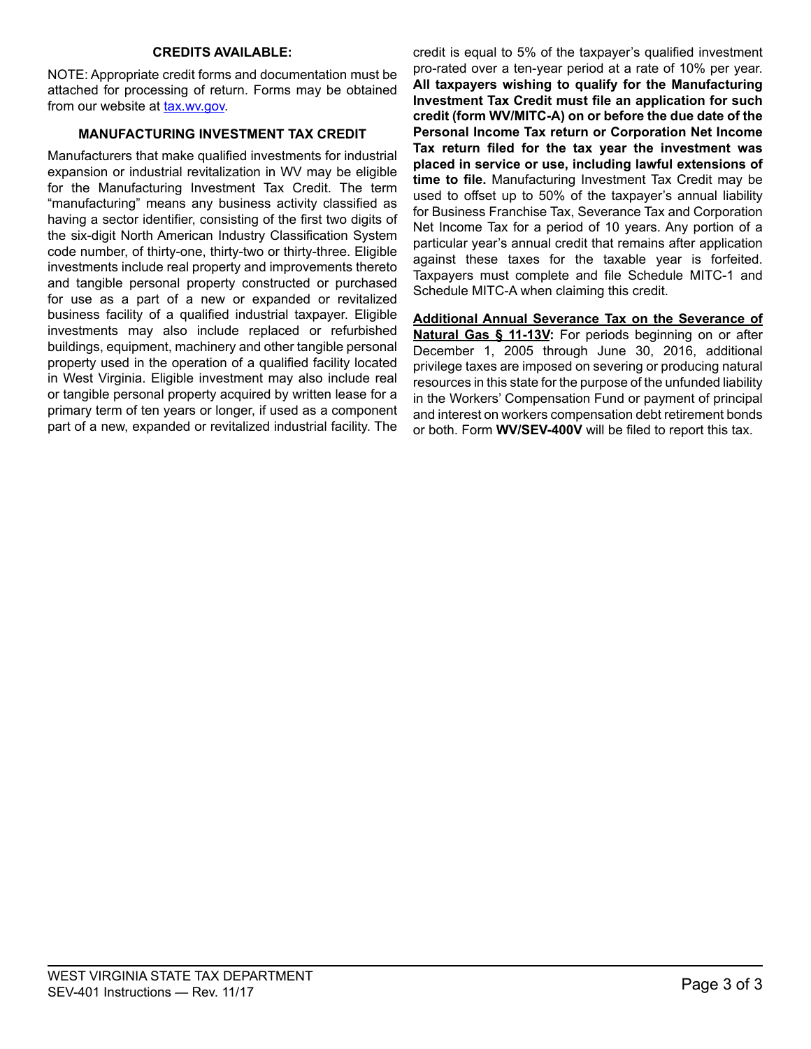### CREDITS AVAILABLE:

NOTE: Appropriate credit forms and documentation must be attached for processing of return. Forms may be obtained from our website at [tax.wv.gov](tax.wv.gov).

### MANUFACTURING INVESTMENT TAX CREDIT

Manufacturers that make qualified investments for industrial expansion or industrial revitalization in WV may be eligible for the Manufacturing Investment Tax Credit. The term "manufacturing" means any business activity classified as having a sector identifier, consisting of the first two digits of the six-digit North American Industry Classification System code number, of thirty-one, thirty-two or thirty-three. Eligible investments include real property and improvements thereto and tangible personal property constructed or purchased for use as a part of a new or expanded or revitalized business facility of a qualified industrial taxpayer. Eligible investments may also include replaced or refurbished buildings, equipment, machinery and other tangible personal property used in the operation of a qualified facility located in West Virginia. Eligible investment may also include real or tangible personal property acquired by written lease for a primary term of ten years or longer, if used as a component part of a new, expanded or revitalized industrial facility. The credit is equal to 5% of the taxpayer's qualified investment pro-rated over a ten-year period at a rate of 10% per year. **All taxpayers wishing to qualify for the Manufacturing Investment Tax Credit must file an application for such credit (form WV/MITC-A) on or before the due date of the Personal Income Tax return or Corporation Net Income Tax return filed for the tax year the investment was placed in service or use, including lawful extensions of time to file.** Manufacturing Investment Tax Credit may be used to offset up to 50% of the taxpayer's annual liability for Business Franchise Tax, Severance Tax and Corporation Net Income Tax for a period of 10 years. Any portion of a particular year's annual credit that remains after application against these taxes for the taxable year is forfeited. Taxpayers must complete and file Schedule MITC-1 and Schedule MITC-A when claiming this credit.

**Additional Annual Severance Tax on the Severance of Natural Gas § 11-13V:** For periods beginning on or after December 1, 2005 through June 30, 2016, additional privilege taxes are imposed on severing or producing natural resources in this state for the purpose of the unfunded liability in the Workers' Compensation Fund or payment of principal and interest on workers compensation debt retirement bonds or both. Form **WV/SEV-400V** will be filed to report this tax.